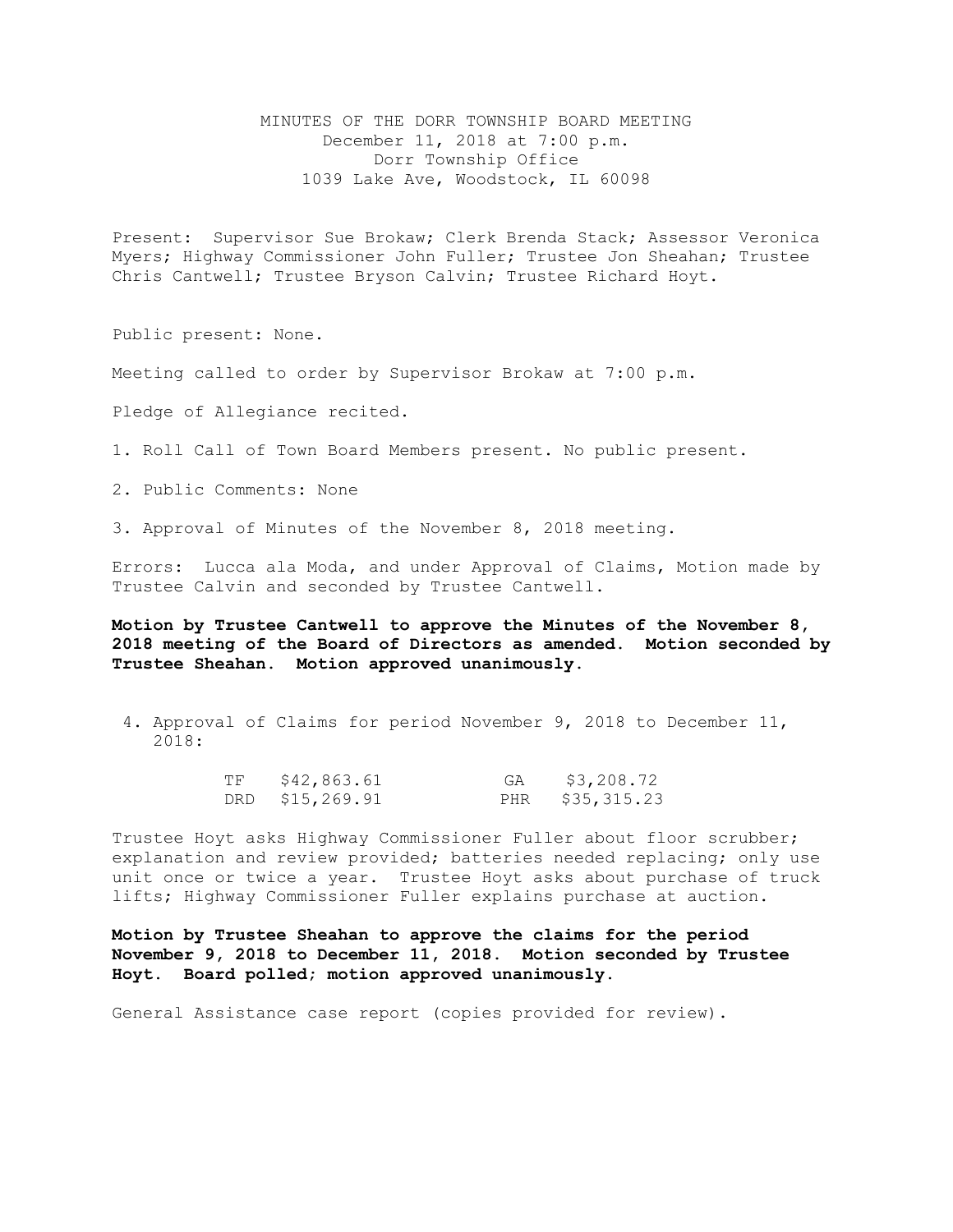# MINUTES OF THE DORR TOWNSHIP BOARD MEETING

December 11, 2018 at 7:00 p.m.
Dorr Township Office
1039 Lake Ave, Woodstock, IL 60098

Present: Supervisor Sue Brokaw; Clerk Brenda Stack; Assessor Veronica Myers; Highway Commissioner John Fuller; Trustee Jon Sheahan; Trustee Chris Cantwell; Trustee Bryson Calvin; Trustee Richard Hoyt.

Public present: None.

Meeting called to order by Supervisor Brokaw at 7:00 p.m.

Pledge of Allegiance recited.

1. Roll Call of Town Board Members present. No public present.

2. Public Comments: None

3. Approval of Minutes of the November 8, 2018 meeting.

Errors: Lucca ala Moda, and under Approval of Claims, Motion made by Trustee Calvin and seconded by Trustee Cantwell.

**Motion by Trustee Cantwell to approve the Minutes of the November 8, 2018 meeting of the Board of Directors as amended. Motion seconded by Trustee Sheahan. Motion approved unanimously.**

4. Approval of Claims for period November 9, 2018 to December 11, 2018:

| | | | |
|---|---|---|---|
| TF | $42,863.61 | GA | $3,208.72 |
| DRD | $15,269.91 | PHR | $35,315.23 |

Trustee Hoyt asks Highway Commissioner Fuller about floor scrubber; explanation and review provided; batteries needed replacing; only use unit once or twice a year. Trustee Hoyt asks about purchase of truck lifts; Highway Commissioner Fuller explains purchase at auction.

**Motion by Trustee Sheahan to approve the claims for the period November 9, 2018 to December 11, 2018. Motion seconded by Trustee Hoyt. Board polled; motion approved unanimously.**

General Assistance case report (copies provided for review).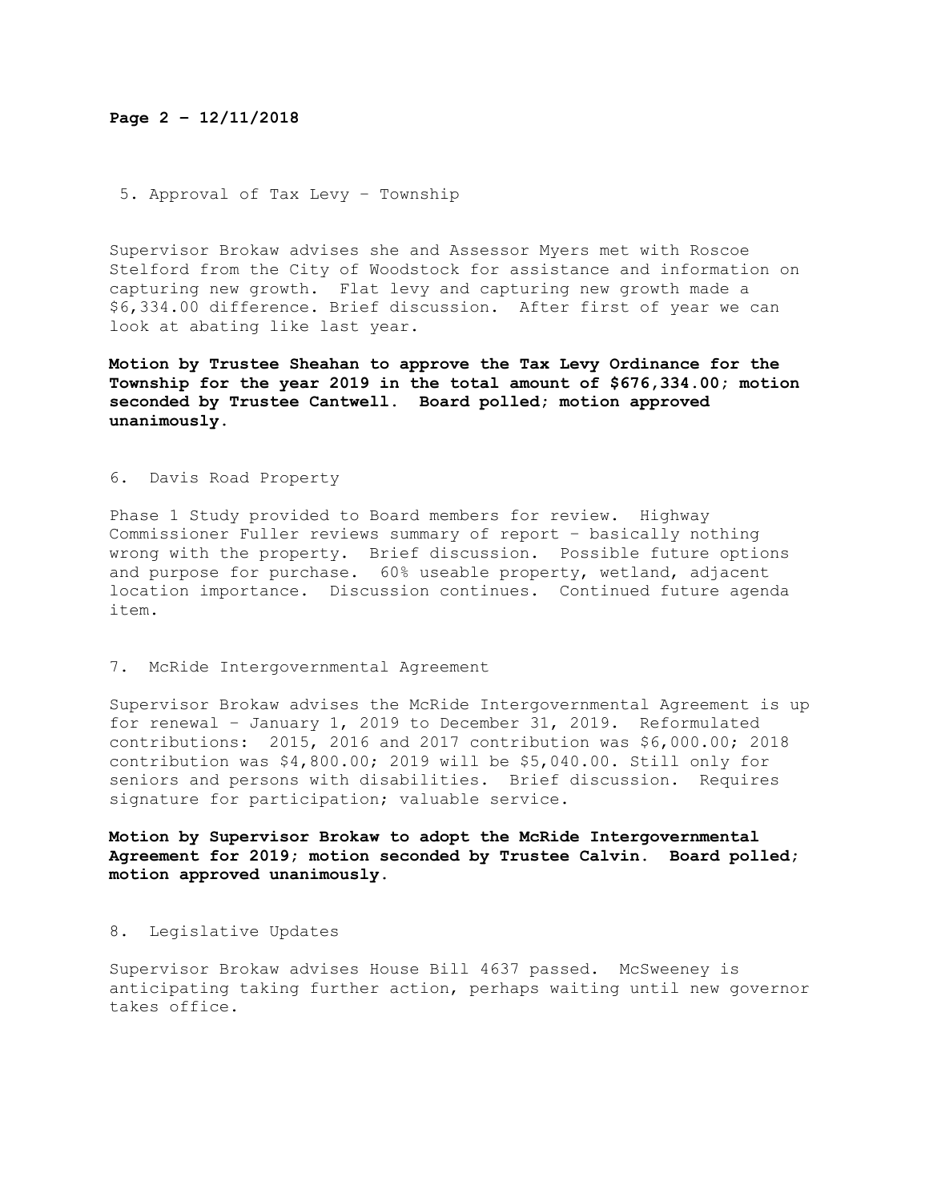5. Approval of Tax Levy – Township

Supervisor Brokaw advises she and Assessor Myers met with Roscoe Stelford from the City of Woodstock for assistance and information on capturing new growth. Flat levy and capturing new growth made a $6,334.00 difference. Brief discussion. After first of year we can look at abating like last year.

**Motion by Trustee Sheahan to approve the Tax Levy Ordinance for the Township for the year 2019 in the total amount of $676,334.00; motion seconded by Trustee Cantwell. Board polled; motion approved unanimously.**

6. Davis Road Property

Phase 1 Study provided to Board members for review. Highway Commissioner Fuller reviews summary of report – basically nothing wrong with the property. Brief discussion. Possible future options and purpose for purchase. 60% useable property, wetland, adjacent location importance. Discussion continues. Continued future agenda item.

7. McRide Intergovernmental Agreement

Supervisor Brokaw advises the McRide Intergovernmental Agreement is up for renewal – January 1, 2019 to December 31, 2019. Reformulated contributions: 2015, 2016 and 2017 contribution was $6,000.00; 2018 contribution was $4,800.00; 2019 will be $5,040.00. Still only for seniors and persons with disabilities. Brief discussion. Requires signature for participation; valuable service.

**Motion by Supervisor Brokaw to adopt the McRide Intergovernmental Agreement for 2019; motion seconded by Trustee Calvin. Board polled; motion approved unanimously.**

8. Legislative Updates

Supervisor Brokaw advises House Bill 4637 passed. McSweeney is anticipating taking further action, perhaps waiting until new governor takes office.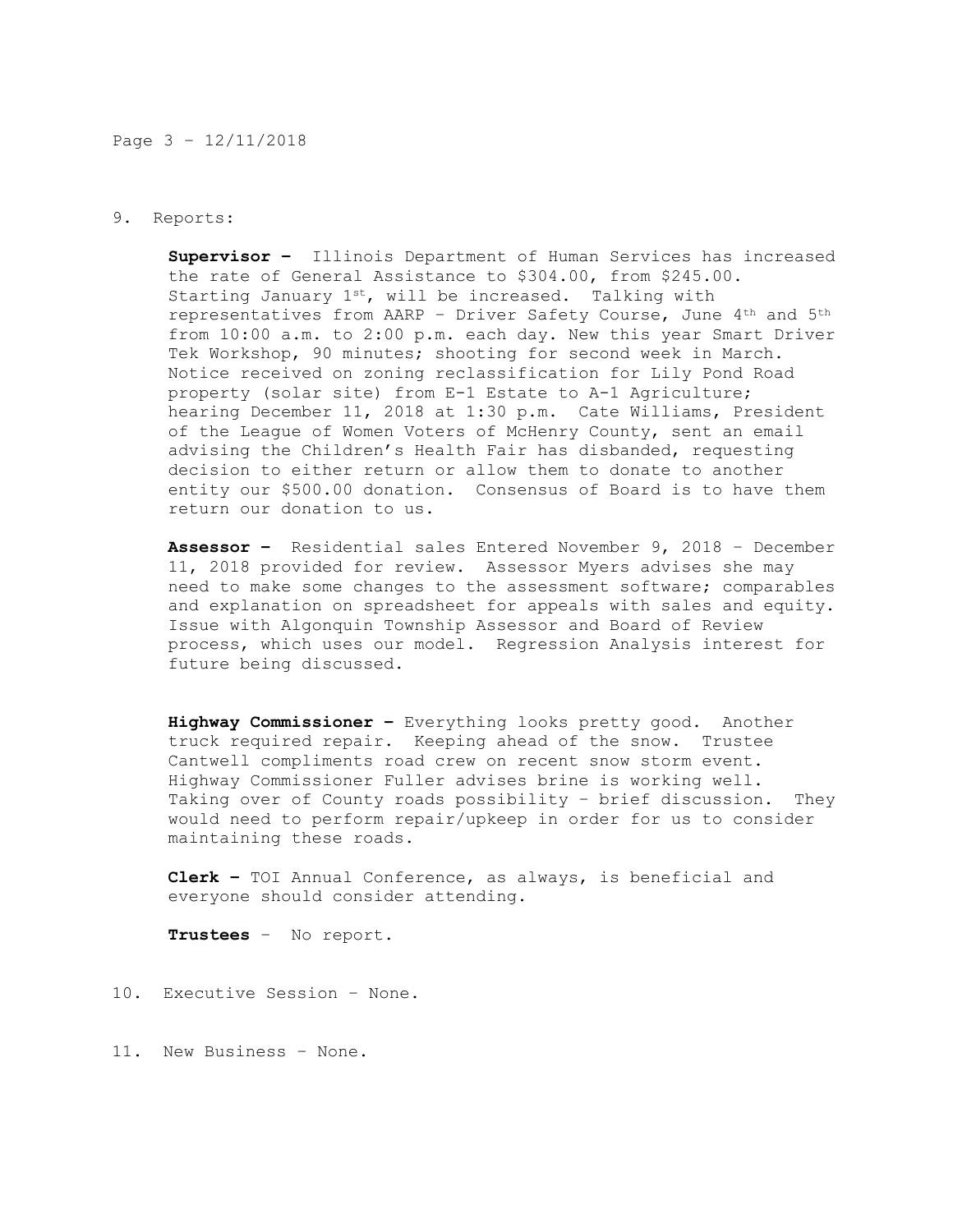9. Reports:

**Supervisor –** Illinois Department of Human Services has increased the rate of General Assistance to $304.00, from $245.00. Starting January 1st, will be increased. Talking with representatives from AARP – Driver Safety Course, June 4th and 5th from 10:00 a.m. to 2:00 p.m. each day. New this year Smart Driver Tek Workshop, 90 minutes; shooting for second week in March. Notice received on zoning reclassification for Lily Pond Road property (solar site) from E-1 Estate to A-1 Agriculture; hearing December 11, 2018 at 1:30 p.m. Cate Williams, President of the League of Women Voters of McHenry County, sent an email advising the Children's Health Fair has disbanded, requesting decision to either return or allow them to donate to another entity our $500.00 donation. Consensus of Board is to have them return our donation to us.

**Assessor –** Residential sales Entered November 9, 2018 – December 11, 2018 provided for review. Assessor Myers advises she may need to make some changes to the assessment software; comparables and explanation on spreadsheet for appeals with sales and equity. Issue with Algonquin Township Assessor and Board of Review process, which uses our model. Regression Analysis interest for future being discussed.

**Highway Commissioner –** Everything looks pretty good. Another truck required repair. Keeping ahead of the snow. Trustee Cantwell compliments road crew on recent snow storm event. Highway Commissioner Fuller advises brine is working well. Taking over of County roads possibility – brief discussion. They would need to perform repair/upkeep in order for us to consider maintaining these roads.

**Clerk –** TOI Annual Conference, as always, is beneficial and everyone should consider attending.

**Trustees** – No report.

10. Executive Session – None.

11. New Business – None.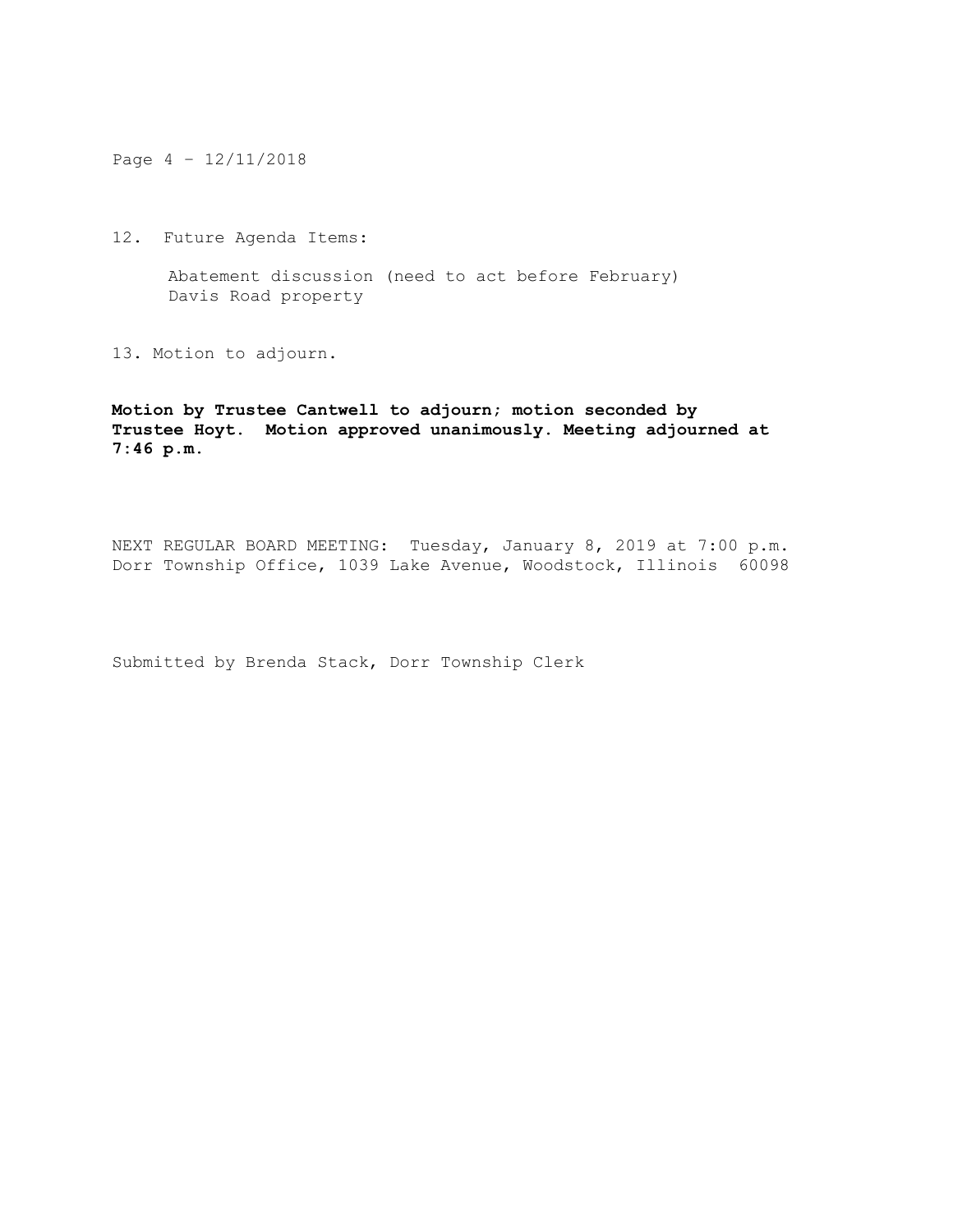12. Future Agenda Items:

    Abatement discussion (need to act before February)
    Davis Road property

13. Motion to adjourn.

**Motion by Trustee Cantwell to adjourn; motion seconded by Trustee Hoyt. Motion approved unanimously. Meeting adjourned at 7:46 p.m.**

NEXT REGULAR BOARD MEETING: Tuesday, January 8, 2019 at 7:00 p.m.
Dorr Township Office, 1039 Lake Avenue, Woodstock, Illinois 60098

Submitted by Brenda Stack, Dorr Township Clerk